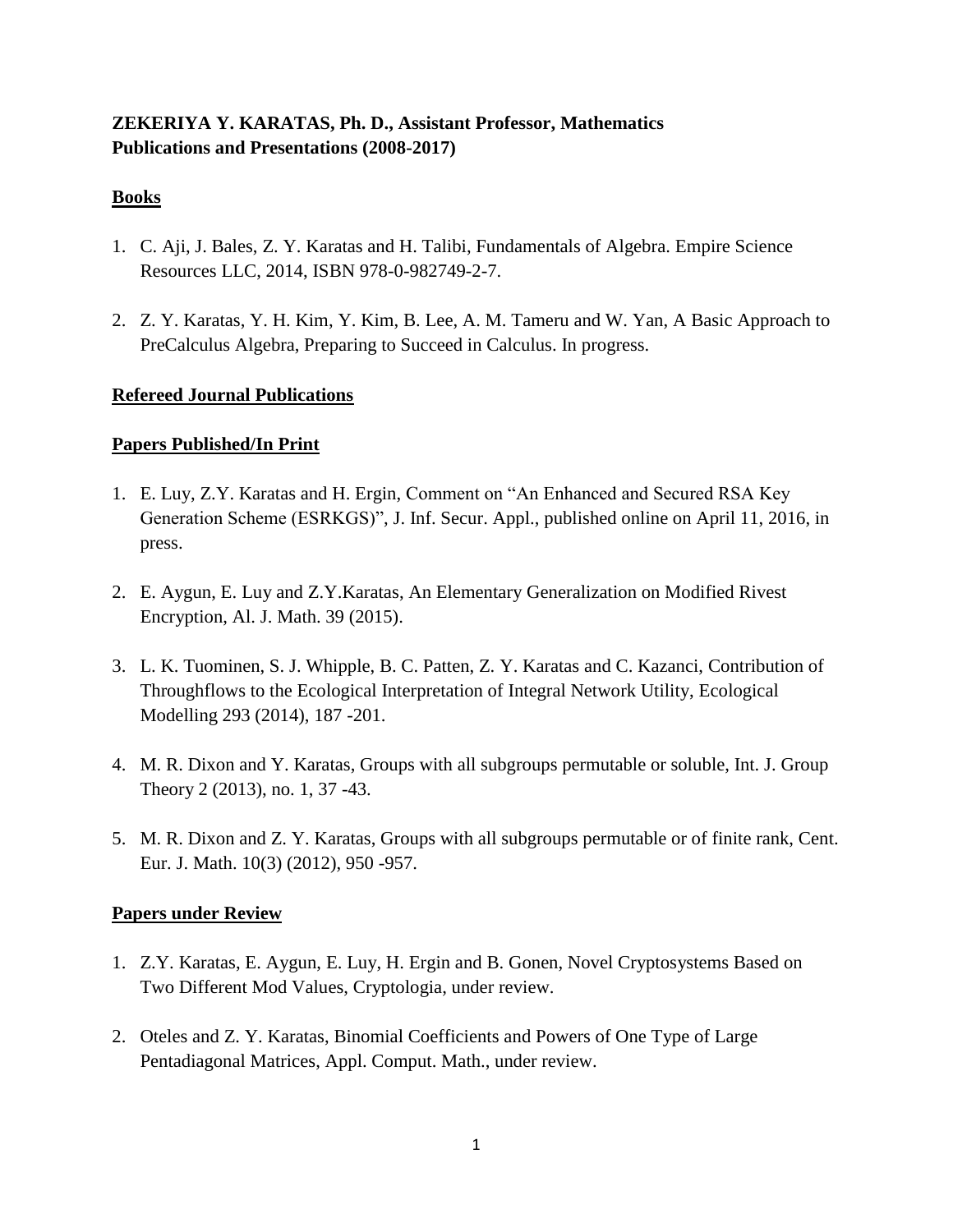**ZEKERIYA Y. KARATAS, Ph. D., Assistant Professor, Mathematics**
**Publications and Presentations (2008-2017)**

## Books

1. C. Aji, J. Bales, Z. Y. Karatas and H. Talibi, Fundamentals of Algebra. Empire Science Resources LLC, 2014, ISBN 978-0-982749-2-7.

2. Z. Y. Karatas, Y. H. Kim, Y. Kim, B. Lee, A. M. Tameru and W. Yan, A Basic Approach to PreCalculus Algebra, Preparing to Succeed in Calculus. In progress.

## Refereed Journal Publications

### Papers Published/In Print

1. E. Luy, Z.Y. Karatas and H. Ergin, Comment on "An Enhanced and Secured RSA Key Generation Scheme (ESRKGS)", J. Inf. Secur. Appl., published online on April 11, 2016, in press.

2. E. Aygun, E. Luy and Z.Y.Karatas, An Elementary Generalization on Modified Rivest Encryption, Al. J. Math. 39 (2015).

3. L. K. Tuominen, S. J. Whipple, B. C. Patten, Z. Y. Karatas and C. Kazanci, Contribution of Throughflows to the Ecological Interpretation of Integral Network Utility, Ecological Modelling 293 (2014), 187 -201.

4. M. R. Dixon and Y. Karatas, Groups with all subgroups permutable or soluble, Int. J. Group Theory 2 (2013), no. 1, 37 -43.

5. M. R. Dixon and Z. Y. Karatas, Groups with all subgroups permutable or of finite rank, Cent. Eur. J. Math. 10(3) (2012), 950 -957.

### Papers under Review

1. Z.Y. Karatas, E. Aygun, E. Luy, H. Ergin and B. Gonen, Novel Cryptosystems Based on Two Different Mod Values, Cryptologia, under review.

2. Oteles and Z. Y. Karatas, Binomial Coefficients and Powers of One Type of Large Pentadiagonal Matrices, Appl. Comput. Math., under review.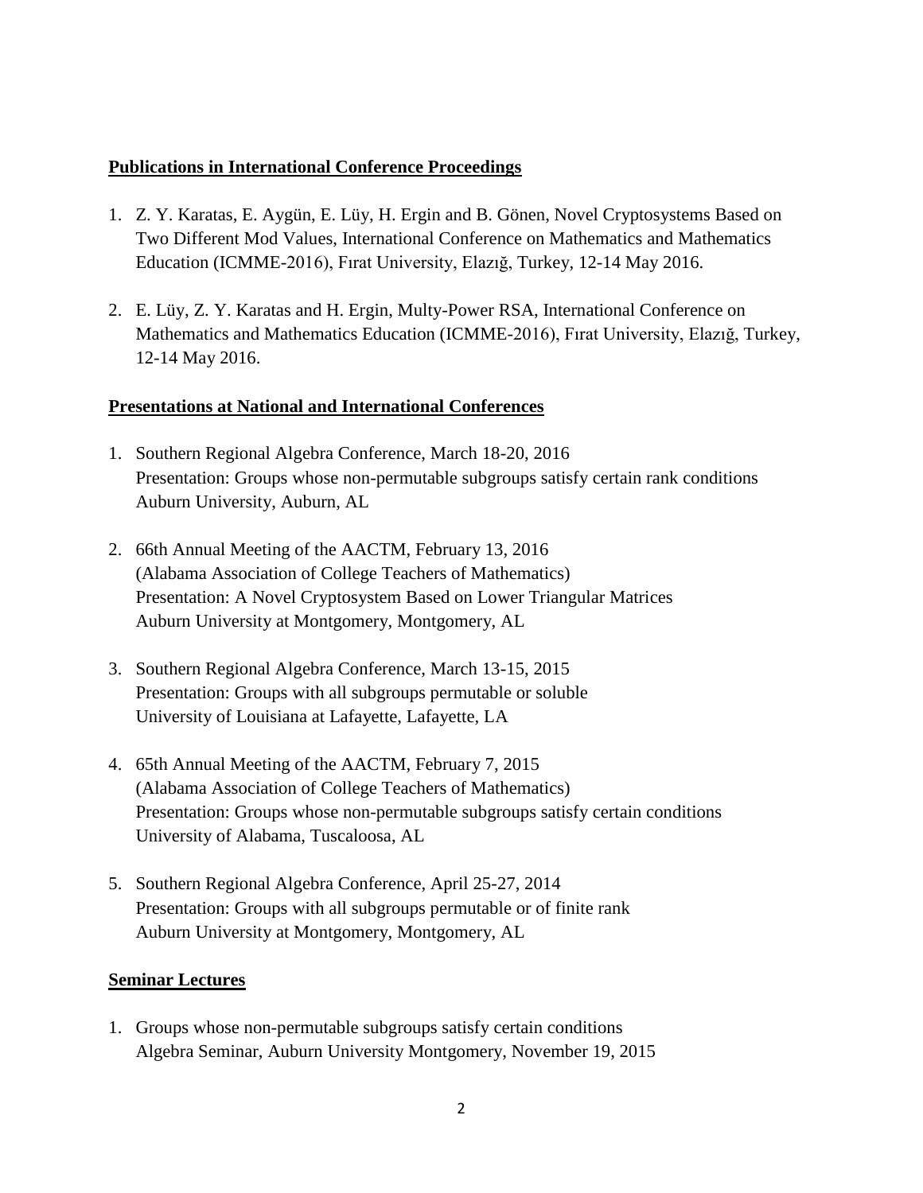## Publications in International Conference Proceedings

1. Z. Y. Karatas, E. Aygün, E. Lüy, H. Ergin and B. Gönen, Novel Cryptosystems Based on Two Different Mod Values, International Conference on Mathematics and Mathematics Education (ICMME-2016), Fırat University, Elazığ, Turkey, 12-14 May 2016.

2. E. Lüy, Z. Y. Karatas and H. Ergin, Multy-Power RSA, International Conference on Mathematics and Mathematics Education (ICMME-2016), Fırat University, Elazığ, Turkey, 12-14 May 2016.

## Presentations at National and International Conferences

1. Southern Regional Algebra Conference, March 18-20, 2016
   Presentation: Groups whose non-permutable subgroups satisfy certain rank conditions
   Auburn University, Auburn, AL

2. 66th Annual Meeting of the AACTM, February 13, 2016
   (Alabama Association of College Teachers of Mathematics)
   Presentation: A Novel Cryptosystem Based on Lower Triangular Matrices
   Auburn University at Montgomery, Montgomery, AL

3. Southern Regional Algebra Conference, March 13-15, 2015
   Presentation: Groups with all subgroups permutable or soluble
   University of Louisiana at Lafayette, Lafayette, LA

4. 65th Annual Meeting of the AACTM, February 7, 2015
   (Alabama Association of College Teachers of Mathematics)
   Presentation: Groups whose non-permutable subgroups satisfy certain conditions
   University of Alabama, Tuscaloosa, AL

5. Southern Regional Algebra Conference, April 25-27, 2014
   Presentation: Groups with all subgroups permutable or of finite rank
   Auburn University at Montgomery, Montgomery, AL

## Seminar Lectures

1. Groups whose non-permutable subgroups satisfy certain conditions
   Algebra Seminar, Auburn University Montgomery, November 19, 2015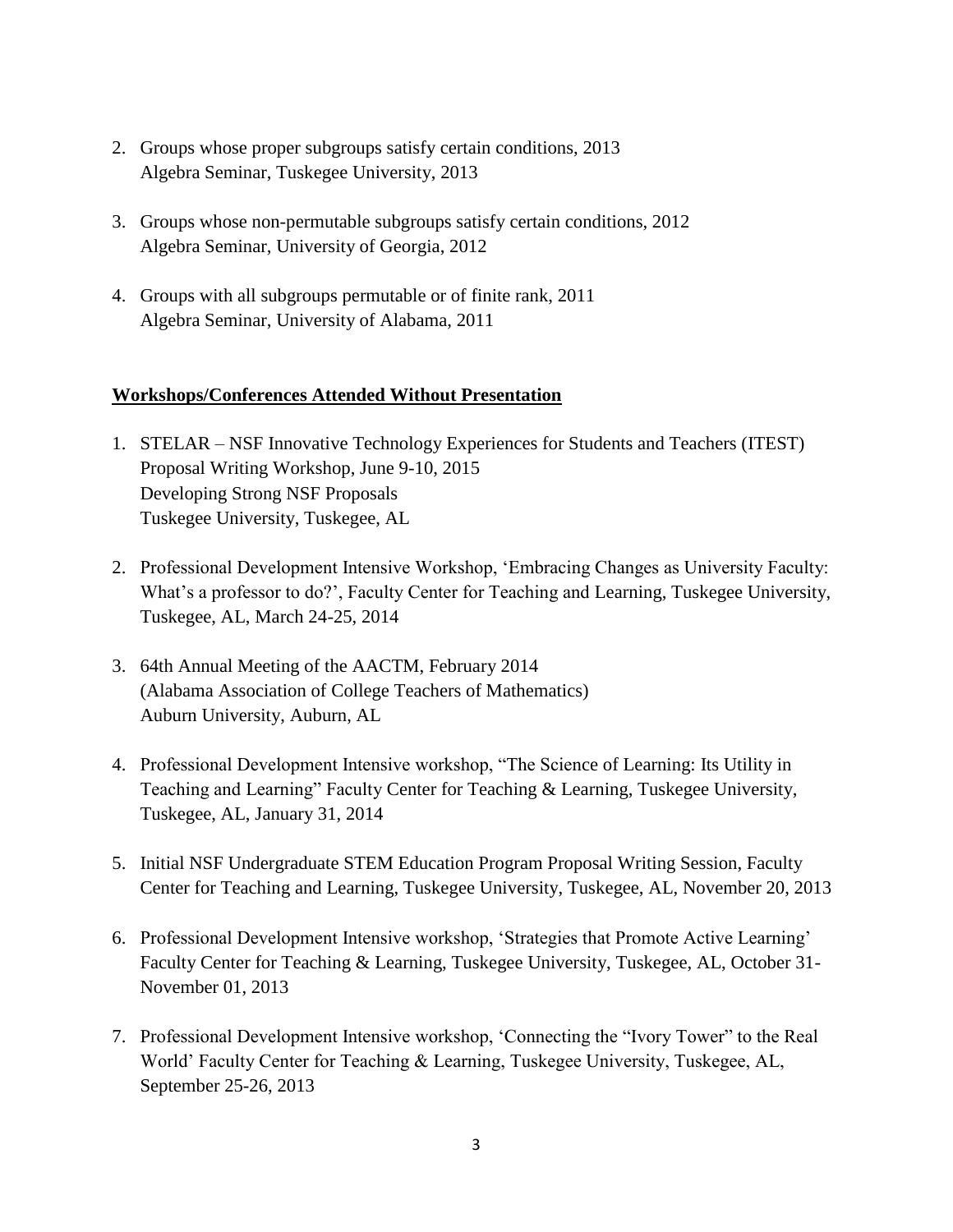2. Groups whose proper subgroups satisfy certain conditions, 2013
   Algebra Seminar, Tuskegee University, 2013

3. Groups whose non-permutable subgroups satisfy certain conditions, 2012
   Algebra Seminar, University of Georgia, 2012

4. Groups with all subgroups permutable or of finite rank, 2011
   Algebra Seminar, University of Alabama, 2011

**Workshops/Conferences Attended Without Presentation**

1. STELAR – NSF Innovative Technology Experiences for Students and Teachers (ITEST) Proposal Writing Workshop, June 9-10, 2015
   Developing Strong NSF Proposals
   Tuskegee University, Tuskegee, AL

2. Professional Development Intensive Workshop, 'Embracing Changes as University Faculty: What's a professor to do?', Faculty Center for Teaching and Learning, Tuskegee University, Tuskegee, AL, March 24-25, 2014

3. 64th Annual Meeting of the AACTM, February 2014
   (Alabama Association of College Teachers of Mathematics)
   Auburn University, Auburn, AL

4. Professional Development Intensive workshop, "The Science of Learning: Its Utility in Teaching and Learning" Faculty Center for Teaching & Learning, Tuskegee University, Tuskegee, AL, January 31, 2014

5. Initial NSF Undergraduate STEM Education Program Proposal Writing Session, Faculty Center for Teaching and Learning, Tuskegee University, Tuskegee, AL, November 20, 2013

6. Professional Development Intensive workshop, 'Strategies that Promote Active Learning' Faculty Center for Teaching & Learning, Tuskegee University, Tuskegee, AL, October 31-November 01, 2013

7. Professional Development Intensive workshop, 'Connecting the "Ivory Tower" to the Real World' Faculty Center for Teaching & Learning, Tuskegee University, Tuskegee, AL, September 25-26, 2013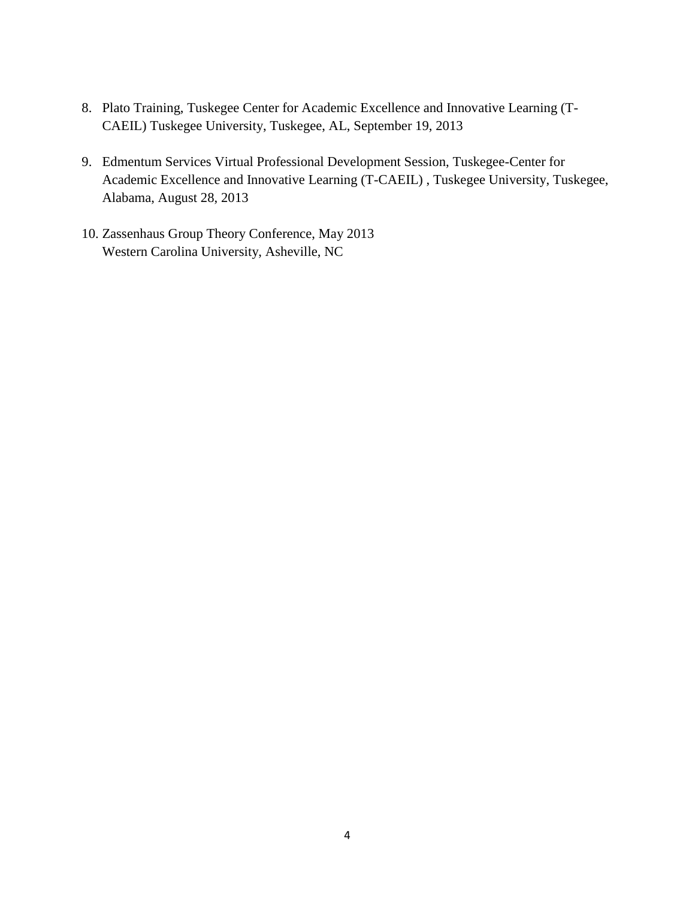8. Plato Training, Tuskegee Center for Academic Excellence and Innovative Learning (T-CAEIL) Tuskegee University, Tuskegee, AL, September 19, 2013

9. Edmentum Services Virtual Professional Development Session, Tuskegee-Center for Academic Excellence and Innovative Learning (T-CAEIL) , Tuskegee University, Tuskegee, Alabama, August 28, 2013

10. Zassenhaus Group Theory Conference, May 2013
    Western Carolina University, Asheville, NC